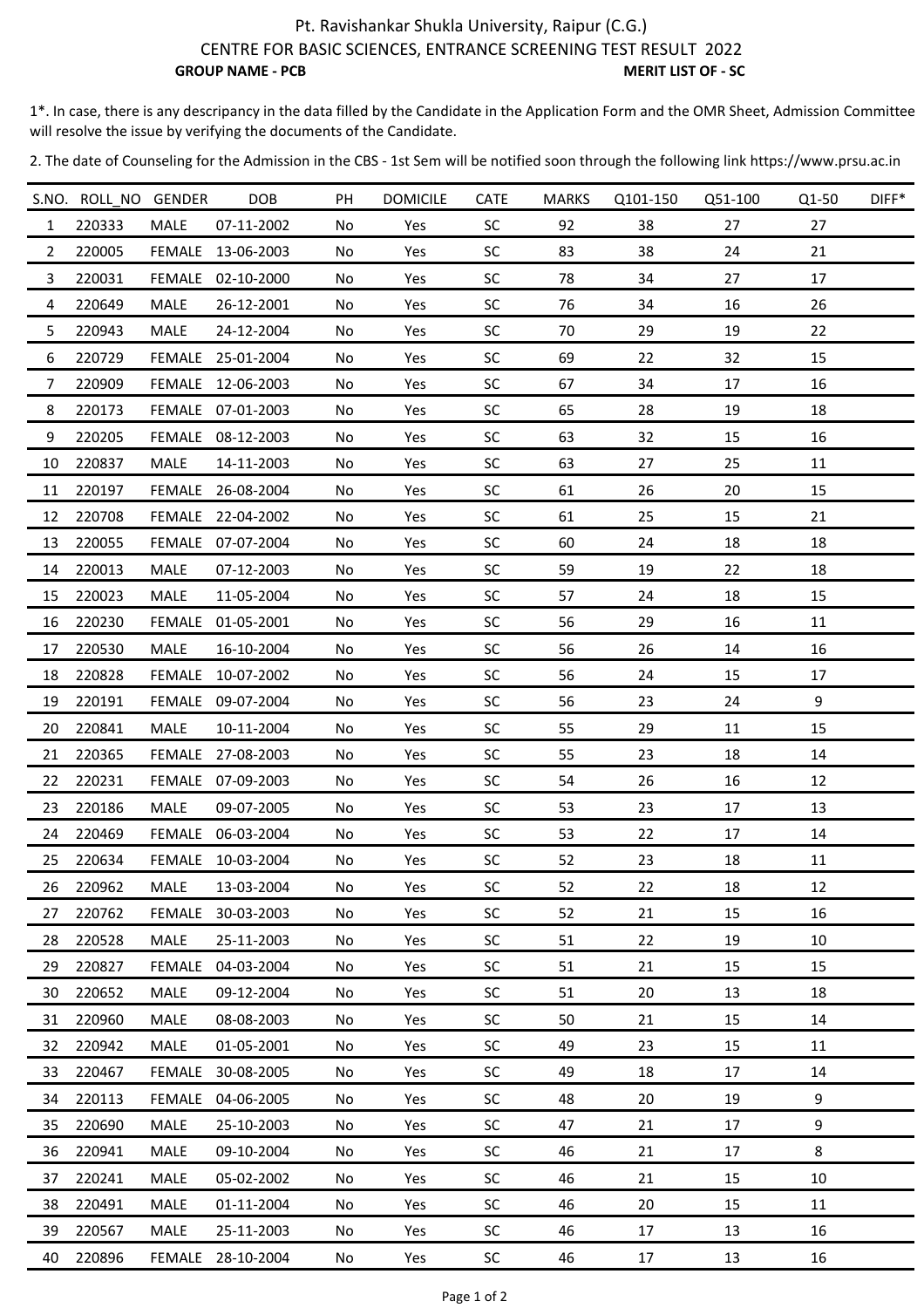Pt. Ravishankar Shukla University, Raipur (C.G.)

CENTRE FOR BASIC SCIENCES, ENTRANCE SCREENING TEST RESULT 2022

**GROUP NAME - PCB** **MERIT LIST OF - SC**

1*. In case, there is any descripancy in the data filled by the Candidate in the Application Form and the OMR Sheet, Admission Committee will resolve the issue by verifying the documents of the Candidate.

2. The date of Counseling for the Admission in the CBS - 1st Sem will be notified soon through the following link https://www.prsu.ac.in

| S.NO. | ROLL_NO | GENDER | DOB | PH | DOMICILE | CATE | MARKS | Q101-150 | Q51-100 | Q1-50 | DIFF* |
|---|---|---|---|---|---|---|---|---|---|---|---|
| 1 | 220333 | MALE | 07-11-2002 | No | Yes | SC | 92 | 38 | 27 | 27 | |
| 2 | 220005 | FEMALE | 13-06-2003 | No | Yes | SC | 83 | 38 | 24 | 21 | |
| 3 | 220031 | FEMALE | 02-10-2000 | No | Yes | SC | 78 | 34 | 27 | 17 | |
| 4 | 220649 | MALE | 26-12-2001 | No | Yes | SC | 76 | 34 | 16 | 26 | |
| 5 | 220943 | MALE | 24-12-2004 | No | Yes | SC | 70 | 29 | 19 | 22 | |
| 6 | 220729 | FEMALE | 25-01-2004 | No | Yes | SC | 69 | 22 | 32 | 15 | |
| 7 | 220909 | FEMALE | 12-06-2003 | No | Yes | SC | 67 | 34 | 17 | 16 | |
| 8 | 220173 | FEMALE | 07-01-2003 | No | Yes | SC | 65 | 28 | 19 | 18 | |
| 9 | 220205 | FEMALE | 08-12-2003 | No | Yes | SC | 63 | 32 | 15 | 16 | |
| 10 | 220837 | MALE | 14-11-2003 | No | Yes | SC | 63 | 27 | 25 | 11 | |
| 11 | 220197 | FEMALE | 26-08-2004 | No | Yes | SC | 61 | 26 | 20 | 15 | |
| 12 | 220708 | FEMALE | 22-04-2002 | No | Yes | SC | 61 | 25 | 15 | 21 | |
| 13 | 220055 | FEMALE | 07-07-2004 | No | Yes | SC | 60 | 24 | 18 | 18 | |
| 14 | 220013 | MALE | 07-12-2003 | No | Yes | SC | 59 | 19 | 22 | 18 | |
| 15 | 220023 | MALE | 11-05-2004 | No | Yes | SC | 57 | 24 | 18 | 15 | |
| 16 | 220230 | FEMALE | 01-05-2001 | No | Yes | SC | 56 | 29 | 16 | 11 | |
| 17 | 220530 | MALE | 16-10-2004 | No | Yes | SC | 56 | 26 | 14 | 16 | |
| 18 | 220828 | FEMALE | 10-07-2002 | No | Yes | SC | 56 | 24 | 15 | 17 | |
| 19 | 220191 | FEMALE | 09-07-2004 | No | Yes | SC | 56 | 23 | 24 | 9 | |
| 20 | 220841 | MALE | 10-11-2004 | No | Yes | SC | 55 | 29 | 11 | 15 | |
| 21 | 220365 | FEMALE | 27-08-2003 | No | Yes | SC | 55 | 23 | 18 | 14 | |
| 22 | 220231 | FEMALE | 07-09-2003 | No | Yes | SC | 54 | 26 | 16 | 12 | |
| 23 | 220186 | MALE | 09-07-2005 | No | Yes | SC | 53 | 23 | 17 | 13 | |
| 24 | 220469 | FEMALE | 06-03-2004 | No | Yes | SC | 53 | 22 | 17 | 14 | |
| 25 | 220634 | FEMALE | 10-03-2004 | No | Yes | SC | 52 | 23 | 18 | 11 | |
| 26 | 220962 | MALE | 13-03-2004 | No | Yes | SC | 52 | 22 | 18 | 12 | |
| 27 | 220762 | FEMALE | 30-03-2003 | No | Yes | SC | 52 | 21 | 15 | 16 | |
| 28 | 220528 | MALE | 25-11-2003 | No | Yes | SC | 51 | 22 | 19 | 10 | |
| 29 | 220827 | FEMALE | 04-03-2004 | No | Yes | SC | 51 | 21 | 15 | 15 | |
| 30 | 220652 | MALE | 09-12-2004 | No | Yes | SC | 51 | 20 | 13 | 18 | |
| 31 | 220960 | MALE | 08-08-2003 | No | Yes | SC | 50 | 21 | 15 | 14 | |
| 32 | 220942 | MALE | 01-05-2001 | No | Yes | SC | 49 | 23 | 15 | 11 | |
| 33 | 220467 | FEMALE | 30-08-2005 | No | Yes | SC | 49 | 18 | 17 | 14 | |
| 34 | 220113 | FEMALE | 04-06-2005 | No | Yes | SC | 48 | 20 | 19 | 9 | |
| 35 | 220690 | MALE | 25-10-2003 | No | Yes | SC | 47 | 21 | 17 | 9 | |
| 36 | 220941 | MALE | 09-10-2004 | No | Yes | SC | 46 | 21 | 17 | 8 | |
| 37 | 220241 | MALE | 05-02-2002 | No | Yes | SC | 46 | 21 | 15 | 10 | |
| 38 | 220491 | MALE | 01-11-2004 | No | Yes | SC | 46 | 20 | 15 | 11 | |
| 39 | 220567 | MALE | 25-11-2003 | No | Yes | SC | 46 | 17 | 13 | 16 | |
| 40 | 220896 | FEMALE | 28-10-2004 | No | Yes | SC | 46 | 17 | 13 | 16 | |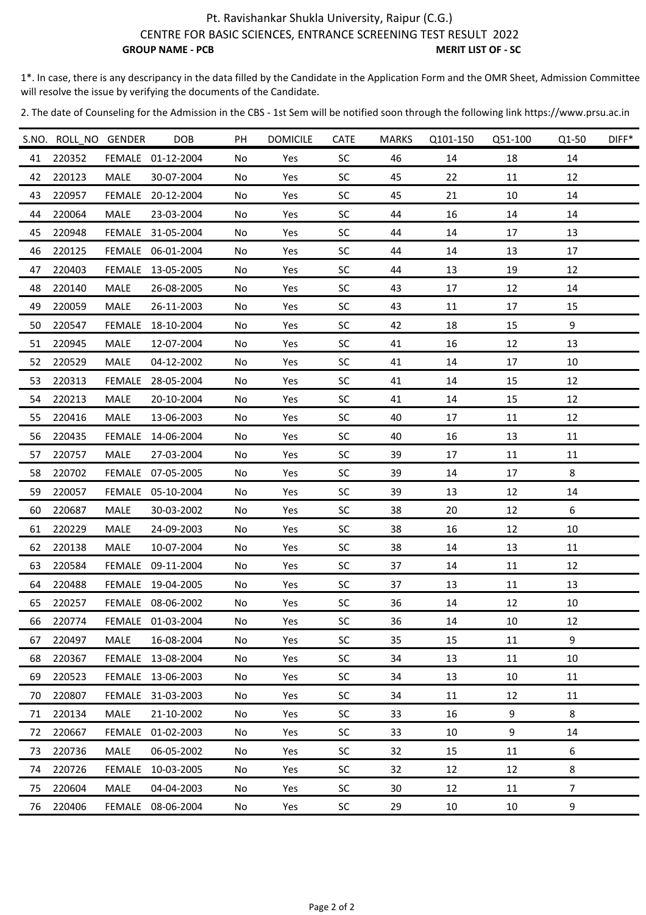Pt. Ravishankar Shukla University, Raipur (C.G.)

CENTRE FOR BASIC SCIENCES, ENTRANCE SCREENING TEST RESULT 2022

**GROUP NAME - PCB** **MERIT LIST OF - SC**

1*. In case, there is any descripancy in the data filled by the Candidate in the Application Form and the OMR Sheet, Admission Committee will resolve the issue by verifying the documents of the Candidate.

2. The date of Counseling for the Admission in the CBS - 1st Sem will be notified soon through the following link https://www.prsu.ac.in

| S.NO. | ROLL_NO | GENDER | DOB | PH | DOMICILE | CATE | MARKS | Q101-150 | Q51-100 | Q1-50 | DIFF* |
|---|---|---|---|---|---|---|---|---|---|---|---|
| 41 | 220352 | FEMALE | 01-12-2004 | No | Yes | SC | 46 | 14 | 18 | 14 | |
| 42 | 220123 | MALE | 30-07-2004 | No | Yes | SC | 45 | 22 | 11 | 12 | |
| 43 | 220957 | FEMALE | 20-12-2004 | No | Yes | SC | 45 | 21 | 10 | 14 | |
| 44 | 220064 | MALE | 23-03-2004 | No | Yes | SC | 44 | 16 | 14 | 14 | |
| 45 | 220948 | FEMALE | 31-05-2004 | No | Yes | SC | 44 | 14 | 17 | 13 | |
| 46 | 220125 | FEMALE | 06-01-2004 | No | Yes | SC | 44 | 14 | 13 | 17 | |
| 47 | 220403 | FEMALE | 13-05-2005 | No | Yes | SC | 44 | 13 | 19 | 12 | |
| 48 | 220140 | MALE | 26-08-2005 | No | Yes | SC | 43 | 17 | 12 | 14 | |
| 49 | 220059 | MALE | 26-11-2003 | No | Yes | SC | 43 | 11 | 17 | 15 | |
| 50 | 220547 | FEMALE | 18-10-2004 | No | Yes | SC | 42 | 18 | 15 | 9 | |
| 51 | 220945 | MALE | 12-07-2004 | No | Yes | SC | 41 | 16 | 12 | 13 | |
| 52 | 220529 | MALE | 04-12-2002 | No | Yes | SC | 41 | 14 | 17 | 10 | |
| 53 | 220313 | FEMALE | 28-05-2004 | No | Yes | SC | 41 | 14 | 15 | 12 | |
| 54 | 220213 | MALE | 20-10-2004 | No | Yes | SC | 41 | 14 | 15 | 12 | |
| 55 | 220416 | MALE | 13-06-2003 | No | Yes | SC | 40 | 17 | 11 | 12 | |
| 56 | 220435 | FEMALE | 14-06-2004 | No | Yes | SC | 40 | 16 | 13 | 11 | |
| 57 | 220757 | MALE | 27-03-2004 | No | Yes | SC | 39 | 17 | 11 | 11 | |
| 58 | 220702 | FEMALE | 07-05-2005 | No | Yes | SC | 39 | 14 | 17 | 8 | |
| 59 | 220057 | FEMALE | 05-10-2004 | No | Yes | SC | 39 | 13 | 12 | 14 | |
| 60 | 220687 | MALE | 30-03-2002 | No | Yes | SC | 38 | 20 | 12 | 6 | |
| 61 | 220229 | MALE | 24-09-2003 | No | Yes | SC | 38 | 16 | 12 | 10 | |
| 62 | 220138 | MALE | 10-07-2004 | No | Yes | SC | 38 | 14 | 13 | 11 | |
| 63 | 220584 | FEMALE | 09-11-2004 | No | Yes | SC | 37 | 14 | 11 | 12 | |
| 64 | 220488 | FEMALE | 19-04-2005 | No | Yes | SC | 37 | 13 | 11 | 13 | |
| 65 | 220257 | FEMALE | 08-06-2002 | No | Yes | SC | 36 | 14 | 12 | 10 | |
| 66 | 220774 | FEMALE | 01-03-2004 | No | Yes | SC | 36 | 14 | 10 | 12 | |
| 67 | 220497 | MALE | 16-08-2004 | No | Yes | SC | 35 | 15 | 11 | 9 | |
| 68 | 220367 | FEMALE | 13-08-2004 | No | Yes | SC | 34 | 13 | 11 | 10 | |
| 69 | 220523 | FEMALE | 13-06-2003 | No | Yes | SC | 34 | 13 | 10 | 11 | |
| 70 | 220807 | FEMALE | 31-03-2003 | No | Yes | SC | 34 | 11 | 12 | 11 | |
| 71 | 220134 | MALE | 21-10-2002 | No | Yes | SC | 33 | 16 | 9 | 8 | |
| 72 | 220667 | FEMALE | 01-02-2003 | No | Yes | SC | 33 | 10 | 9 | 14 | |
| 73 | 220736 | MALE | 06-05-2002 | No | Yes | SC | 32 | 15 | 11 | 6 | |
| 74 | 220726 | FEMALE | 10-03-2005 | No | Yes | SC | 32 | 12 | 12 | 8 | |
| 75 | 220604 | MALE | 04-04-2003 | No | Yes | SC | 30 | 12 | 11 | 7 | |
| 76 | 220406 | FEMALE | 08-06-2004 | No | Yes | SC | 29 | 10 | 10 | 9 | |